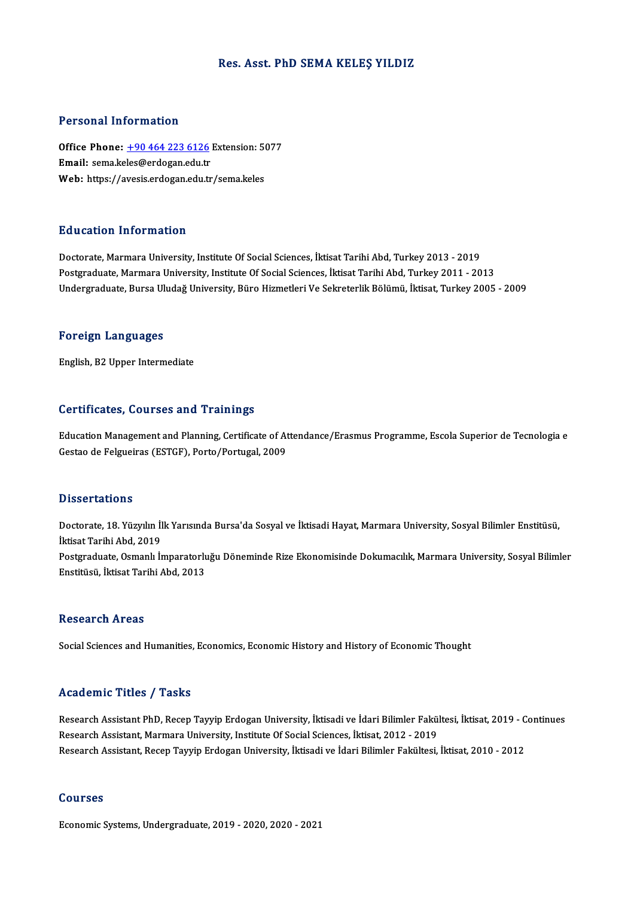# Res. Asst. PhD SEMA KELEŞ YILDIZ

## Personal Information

**Office Phone:** +90 464 223 6126 Extension: 5077
**Email:** sema.keles@erdogan.edu.tr
**Web:** https://avesis.erdogan.edu.tr/sema.keles

## Education Information

Doctorate, Marmara University, Institute Of Social Sciences, İktisat Tarihi Abd, Turkey 2013 - 2019
Postgraduate, Marmara University, Institute Of Social Sciences, İktisat Tarihi Abd, Turkey 2011 - 2013
Undergraduate, Bursa Uludağ University, Büro Hizmetleri Ve Sekreterlik Bölümü, İktisat, Turkey 2005 - 2009

## Foreign Languages

English, B2 Upper Intermediate

## Certificates, Courses and Trainings

Education Management and Planning, Certificate of Attendance/Erasmus Programme, Escola Superior de Tecnologia e Gestao de Felgueiras (ESTGF), Porto/Portugal, 2009

## Dissertations

Doctorate, 18. Yüzyılın İlk Yarısında Bursa'da Sosyal ve İktisadi Hayat, Marmara University, Sosyal Bilimler Enstitüsü, İktisat Tarihi Abd, 2019
Postgraduate, Osmanlı İmparatorluğu Döneminde Rize Ekonomisinde Dokumacılık, Marmara University, Sosyal Bilimler Enstitüsü, İktisat Tarihi Abd, 2013

## Research Areas

Social Sciences and Humanities, Economics, Economic History and History of Economic Thought

## Academic Titles / Tasks

Research Assistant PhD, Recep Tayyip Erdogan University, İktisadi ve İdari Bilimler Fakültesi, İktisat, 2019 - Continues
Research Assistant, Marmara University, Institute Of Social Sciences, İktisat, 2012 - 2019
Research Assistant, Recep Tayyip Erdogan University, İktisadi ve İdari Bilimler Fakültesi, İktisat, 2010 - 2012

## Courses

Economic Systems, Undergraduate, 2019 - 2020, 2020 - 2021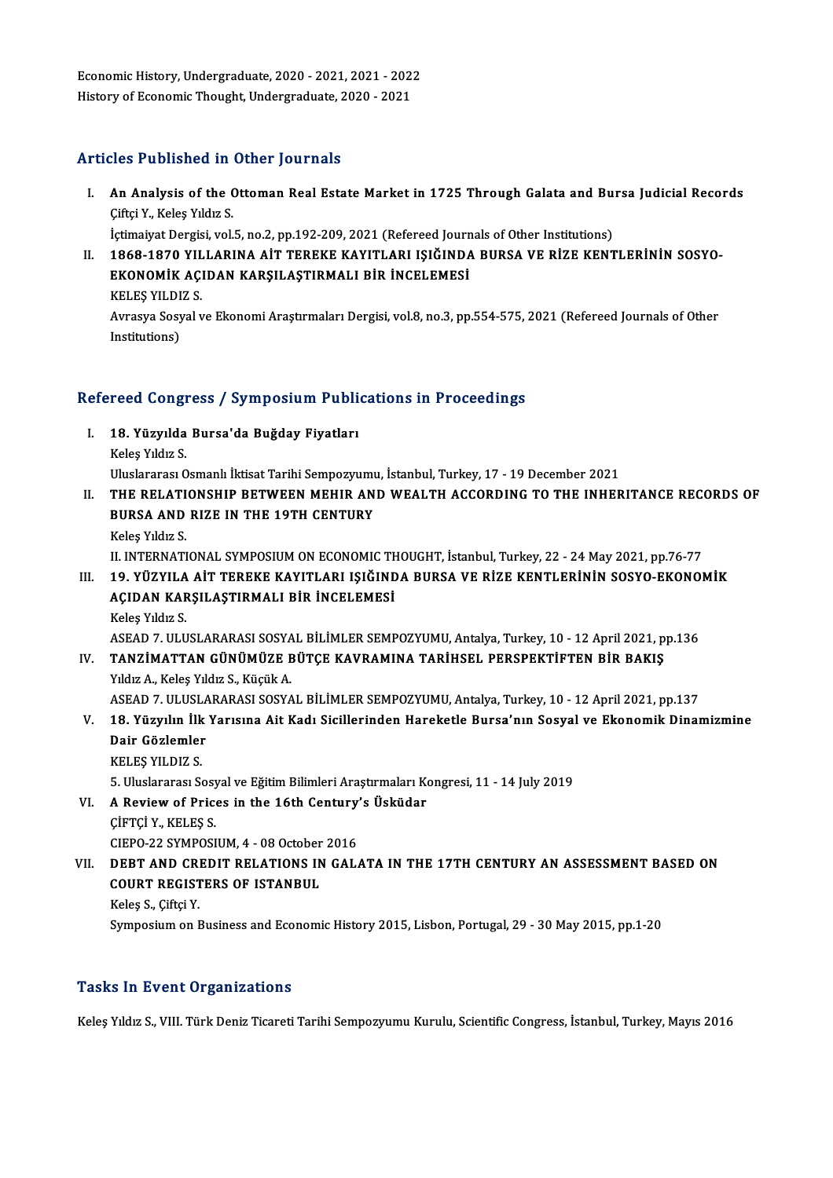Economic History, Undergraduate, 2020 - 2021, 2021 - 2022
History of Economic Thought, Undergraduate, 2020 - 2021

## Articles Published in Other Journals

I. **An Analysis of the Ottoman Real Estate Market in 1725 Through Galata and Bursa Judicial Records**
   Çiftçi Y., Keleş Yıldız S.
   İçtimaiyat Dergisi, vol.5, no.2, pp.192-209, 2021 (Refereed Journals of Other Institutions)
II. **1868-1870 YILLARINA AİT TEREKE KAYITLARI IŞIĞINDA BURSA VE RİZE KENTLERİNİN SOSYO-EKONOMİK AÇIDAN KARŞILAŞTIRMALI BİR İNCELEMESİ**
   KELEŞ YILDIZ S.
   Avrasya Sosyal ve Ekonomi Araştırmaları Dergisi, vol.8, no.3, pp.554-575, 2021 (Refereed Journals of Other Institutions)

## Refereed Congress / Symposium Publications in Proceedings

I. **18. Yüzyılda Bursa'da Buğday Fiyatları**
   Keleş Yıldız S.
   Uluslararası Osmanlı İktisat Tarihi Sempozyumu, İstanbul, Turkey, 17 - 19 December 2021
II. **THE RELATIONSHIP BETWEEN MEHIR AND WEALTH ACCORDING TO THE INHERITANCE RECORDS OF BURSA AND RIZE IN THE 19TH CENTURY**
   Keleş Yıldız S.
   II. INTERNATIONAL SYMPOSIUM ON ECONOMIC THOUGHT, İstanbul, Turkey, 22 - 24 May 2021, pp.76-77
III. **19. YÜZYILA AİT TEREKE KAYITLARI IŞIĞINDA BURSA VE RİZE KENTLERİNİN SOSYO-EKONOMİK AÇIDAN KARŞILAŞTIRMALI BİR İNCELEMESİ**
   Keleş Yıldız S.
   ASEAD 7. ULUSLARARASI SOSYAL BİLİMLER SEMPOZYUMU, Antalya, Turkey, 10 - 12 April 2021, pp.136
IV. **TANZİMATTAN GÜNÜMÜZE BÜTÇE KAVRAMINA TARİHSEL PERSPEKTİFTEN BİR BAKIŞ**
   Yıldız A., Keleş Yıldız S., Küçük A.
   ASEAD 7. ULUSLARARASI SOSYAL BİLİMLER SEMPOZYUMU, Antalya, Turkey, 10 - 12 April 2021, pp.137
V. **18. Yüzyılın İlk Yarısına Ait Kadı Sicillerinden Hareketle Bursa'nın Sosyal ve Ekonomik Dinamizmine Dair Gözlemler**
   KELEŞ YILDIZ S.
   5. Uluslararası Sosyal ve Eğitim Bilimleri Araştırmaları Kongresi, 11 - 14 July 2019
VI. **A Review of Prices in the 16th Century's Üsküdar**
   ÇİFTÇİ Y., KELEŞ S.
   CIEPO-22 SYMPOSIUM, 4 - 08 October 2016
VII. **DEBT AND CREDIT RELATIONS IN GALATA IN THE 17TH CENTURY AN ASSESSMENT BASED ON COURT REGISTERS OF ISTANBUL**
   Keleş S., Çiftçi Y.
   Symposium on Business and Economic History 2015, Lisbon, Portugal, 29 - 30 May 2015, pp.1-20

## Tasks In Event Organizations

Keleş Yıldız S., VIII. Türk Deniz Ticareti Tarihi Sempozyumu Kurulu, Scientific Congress, İstanbul, Turkey, Mayıs 2016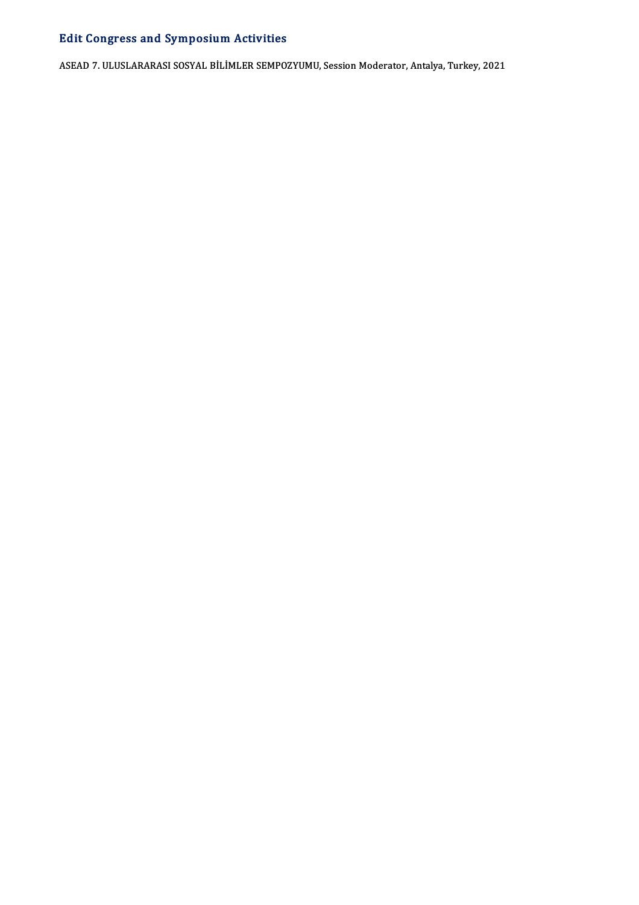## Edit Congress and Symposium Activities

ASEAD 7. ULUSLARARASI SOSYAL BİLİMLER SEMPOZYUMU, Session Moderator, Antalya, Turkey, 2021